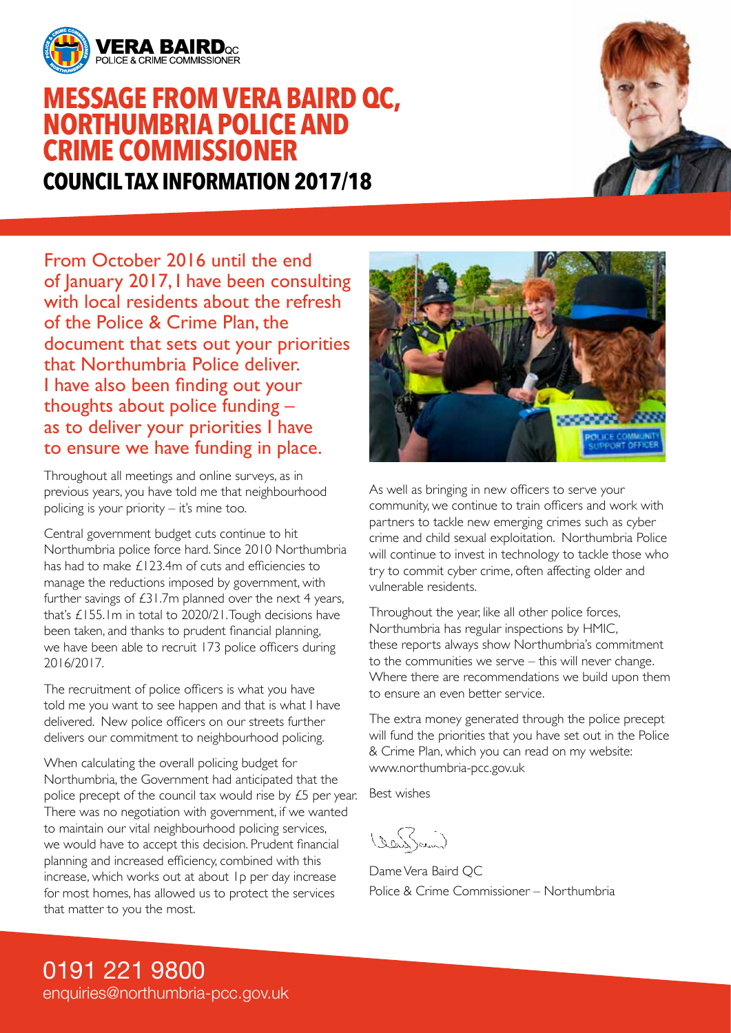**VERA BAIRD** QC
POLICE & CRIME COMMISSIONER

# MESSAGE FROM VERA BAIRD QC, NORTHUMBRIA POLICE AND CRIME COMMISSIONER

## COUNCIL TAX INFORMATION 2017/18

From October 2016 until the end of January 2017, I have been consulting with local residents about the refresh of the Police & Crime Plan, the document that sets out your priorities that Northumbria Police deliver. I have also been finding out your thoughts about police funding – as to deliver your priorities I have to ensure we have funding in place.

Throughout all meetings and online surveys, as in previous years, you have told me that neighbourhood policing is your priority – it's mine too.

Central government budget cuts continue to hit Northumbria police force hard. Since 2010 Northumbria has had to make £123.4m of cuts and efficiencies to manage the reductions imposed by government, with further savings of £31.7m planned over the next 4 years, that's £155.1m in total to 2020/21. Tough decisions have been taken, and thanks to prudent financial planning, we have been able to recruit 173 police officers during 2016/2017.

The recruitment of police officers is what you have told me you want to see happen and that is what I have delivered. New police officers on our streets further delivers our commitment to neighbourhood policing.

When calculating the overall policing budget for Northumbria, the Government had anticipated that the police precept of the council tax would rise by £5 per year. There was no negotiation with government, if we wanted to maintain our vital neighbourhood policing services, we would have to accept this decision. Prudent financial planning and increased efficiency, combined with this increase, which works out at about 1p per day increase for most homes, has allowed us to protect the services that matter to you the most.

As well as bringing in new officers to serve your community, we continue to train officers and work with partners to tackle new emerging crimes such as cyber crime and child sexual exploitation. Northumbria Police will continue to invest in technology to tackle those who try to commit cyber crime, often affecting older and vulnerable residents.

Throughout the year, like all other police forces, Northumbria has regular inspections by HMIC, these reports always show Northumbria's commitment to the communities we serve – this will never change. Where there are recommendations we build upon them to ensure an even better service.

The extra money generated through the police precept will fund the priorities that you have set out in the Police & Crime Plan, which you can read on my website: www.northumbria-pcc.gov.uk

Best wishes

Dame Vera Baird QC
Police & Crime Commissioner – Northumbria

0191 221 9800
enquiries@northumbria-pcc.gov.uk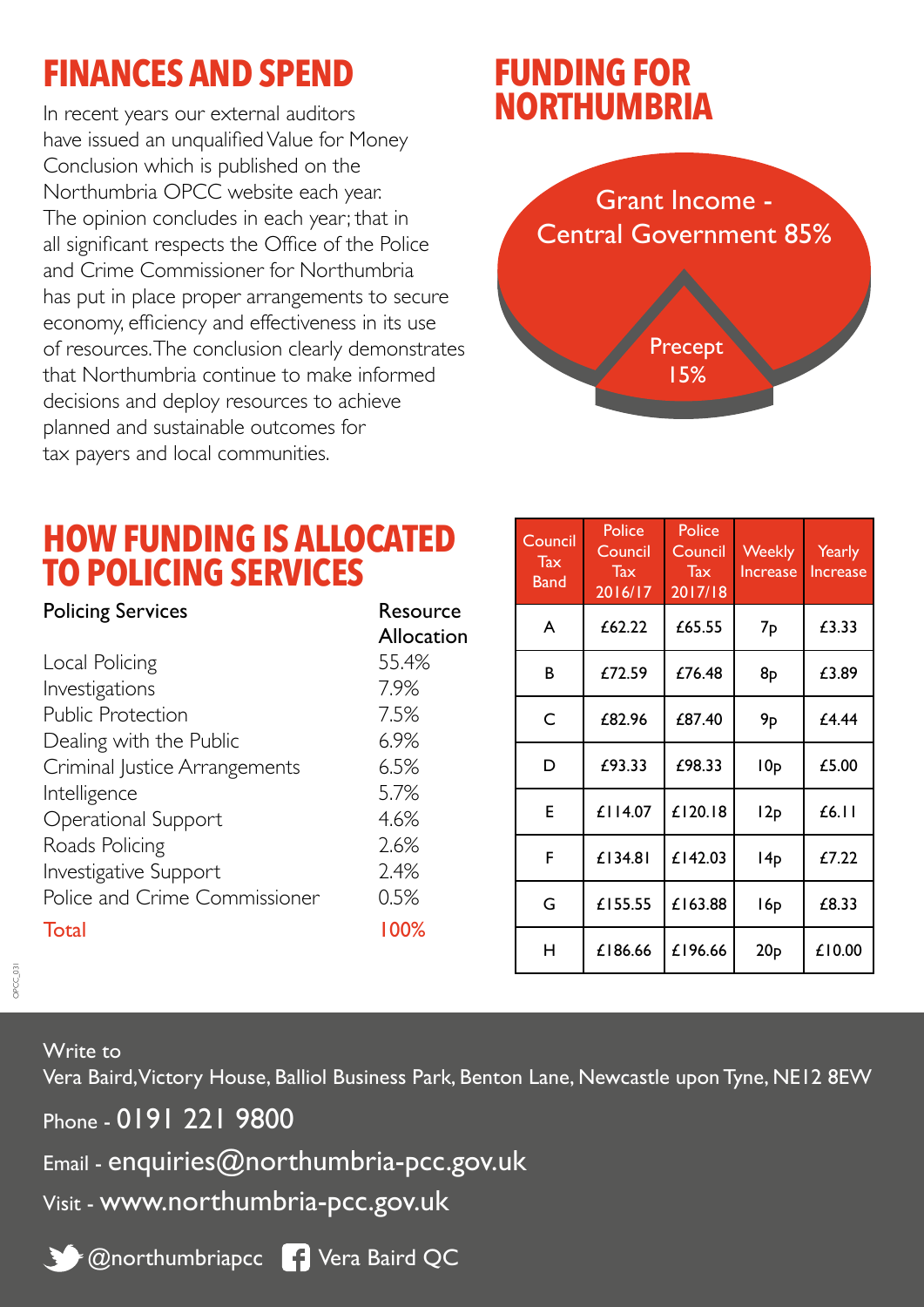# FINANCES AND SPEND

In recent years our external auditors have issued an unqualified Value for Money Conclusion which is published on the Northumbria OPCC website each year. The opinion concludes in each year; that in all significant respects the Office of the Police and Crime Commissioner for Northumbria has put in place proper arrangements to secure economy, efficiency and effectiveness in its use of resources. The conclusion clearly demonstrates that Northumbria continue to make informed decisions and deploy resources to achieve planned and sustainable outcomes for tax payers and local communities.

# FUNDING FOR NORTHUMBRIA

Grant Income - Central Government 85%

Precept 15%

# HOW FUNDING IS ALLOCATED TO POLICING SERVICES

| Policing Services | Resource Allocation |
|---|---|
| Local Policing | 55.4% |
| Investigations | 7.9% |
| Public Protection | 7.5% |
| Dealing with the Public | 6.9% |
| Criminal Justice Arrangements | 6.5% |
| Intelligence | 5.7% |
| Operational Support | 4.6% |
| Roads Policing | 2.6% |
| Investigative Support | 2.4% |
| Police and Crime Commissioner | 0.5% |
| Total | 100% |

| Council Tax Band | Police Council Tax 2016/17 | Police Council Tax 2017/18 | Weekly Increase | Yearly Increase |
|---|---|---|---|---|
| A | £62.22 | £65.55 | 7p | £3.33 |
| B | £72.59 | £76.48 | 8p | £3.89 |
| C | £82.96 | £87.40 | 9p | £4.44 |
| D | £93.33 | £98.33 | 10p | £5.00 |
| E | £114.07 | £120.18 | 12p | £6.11 |
| F | £134.81 | £142.03 | 14p | £7.22 |
| G | £155.55 | £163.88 | 16p | £8.33 |
| H | £186.66 | £196.66 | 20p | £10.00 |

Write to
Vera Baird, Victory House, Balliol Business Park, Benton Lane, Newcastle upon Tyne, NE12 8EW

Phone - 0191 221 9800

Email - enquiries@northumbria-pcc.gov.uk

Visit - www.northumbria-pcc.gov.uk

@northumbriapcc  Vera Baird QC